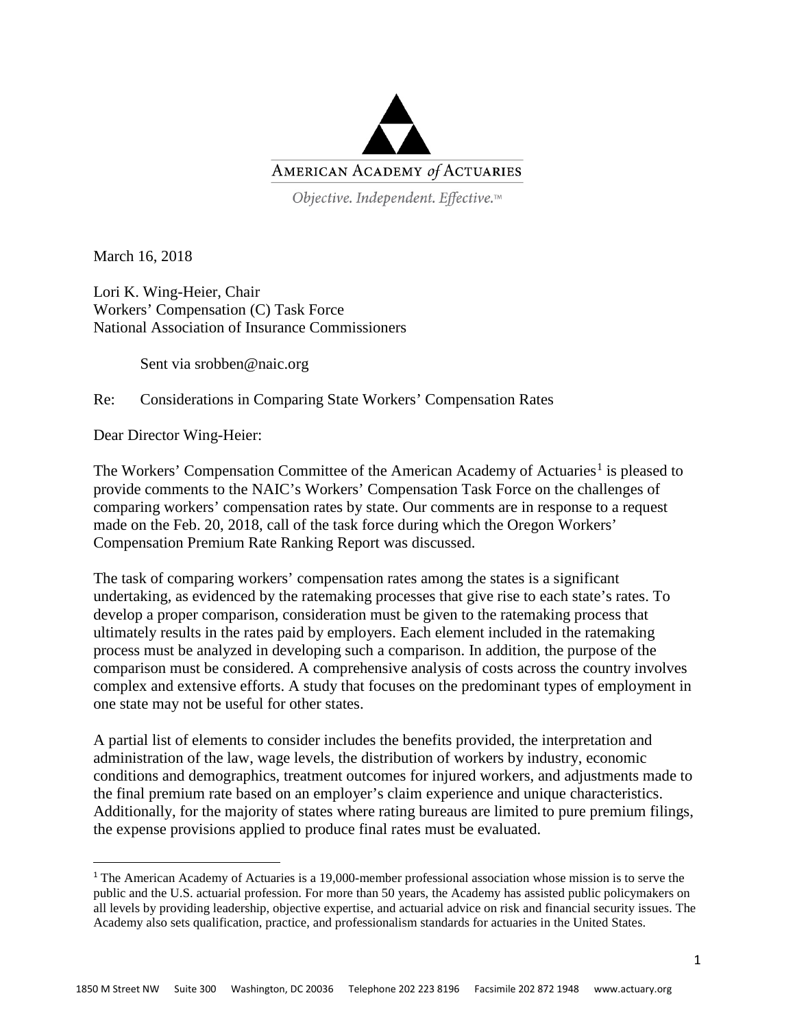AMERICAN ACADEMY *of* ACTUARIES

*Objective. Independent. Effective.™*

March 16, 2018

Lori K. Wing-Heier, Chair
Workers' Compensation (C) Task Force
National Association of Insurance Commissioners

Sent via srobben@naic.org

Re: Considerations in Comparing State Workers' Compensation Rates

Dear Director Wing-Heier:

The Workers' Compensation Committee of the American Academy of Actuaries[1] is pleased to provide comments to the NAIC's Workers' Compensation Task Force on the challenges of comparing workers' compensation rates by state. Our comments are in response to a request made on the Feb. 20, 2018, call of the task force during which the Oregon Workers' Compensation Premium Rate Ranking Report was discussed.

The task of comparing workers' compensation rates among the states is a significant undertaking, as evidenced by the ratemaking processes that give rise to each state's rates. To develop a proper comparison, consideration must be given to the ratemaking process that ultimately results in the rates paid by employers. Each element included in the ratemaking process must be analyzed in developing such a comparison. In addition, the purpose of the comparison must be considered. A comprehensive analysis of costs across the country involves complex and extensive efforts. A study that focuses on the predominant types of employment in one state may not be useful for other states.

A partial list of elements to consider includes the benefits provided, the interpretation and administration of the law, wage levels, the distribution of workers by industry, economic conditions and demographics, treatment outcomes for injured workers, and adjustments made to the final premium rate based on an employer's claim experience and unique characteristics. Additionally, for the majority of states where rating bureaus are limited to pure premium filings, the expense provisions applied to produce final rates must be evaluated.

---

[1] The American Academy of Actuaries is a 19,000-member professional association whose mission is to serve the public and the U.S. actuarial profession. For more than 50 years, the Academy has assisted public policymakers on all levels by providing leadership, objective expertise, and actuarial advice on risk and financial security issues. The Academy also sets qualification, practice, and professionalism standards for actuaries in the United States.

1850 M Street NW Suite 300 Washington, DC 20036 Telephone 202 223 8196 Facsimile 202 872 1948 www.actuary.org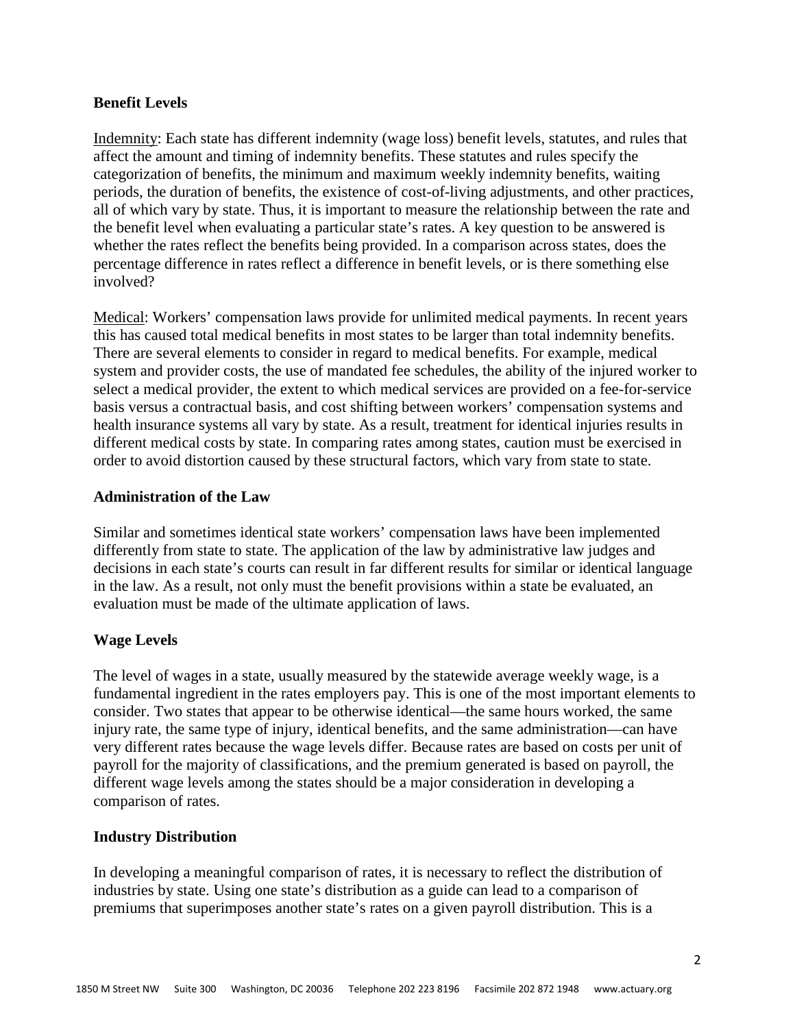### Benefit Levels

Indemnity: Each state has different indemnity (wage loss) benefit levels, statutes, and rules that affect the amount and timing of indemnity benefits. These statutes and rules specify the categorization of benefits, the minimum and maximum weekly indemnity benefits, waiting periods, the duration of benefits, the existence of cost-of-living adjustments, and other practices, all of which vary by state. Thus, it is important to measure the relationship between the rate and the benefit level when evaluating a particular state's rates. A key question to be answered is whether the rates reflect the benefits being provided. In a comparison across states, does the percentage difference in rates reflect a difference in benefit levels, or is there something else involved?

Medical: Workers' compensation laws provide for unlimited medical payments. In recent years this has caused total medical benefits in most states to be larger than total indemnity benefits. There are several elements to consider in regard to medical benefits. For example, medical system and provider costs, the use of mandated fee schedules, the ability of the injured worker to select a medical provider, the extent to which medical services are provided on a fee-for-service basis versus a contractual basis, and cost shifting between workers' compensation systems and health insurance systems all vary by state. As a result, treatment for identical injuries results in different medical costs by state. In comparing rates among states, caution must be exercised in order to avoid distortion caused by these structural factors, which vary from state to state.

### Administration of the Law

Similar and sometimes identical state workers' compensation laws have been implemented differently from state to state. The application of the law by administrative law judges and decisions in each state's courts can result in far different results for similar or identical language in the law. As a result, not only must the benefit provisions within a state be evaluated, an evaluation must be made of the ultimate application of laws.

### Wage Levels

The level of wages in a state, usually measured by the statewide average weekly wage, is a fundamental ingredient in the rates employers pay. This is one of the most important elements to consider. Two states that appear to be otherwise identical—the same hours worked, the same injury rate, the same type of injury, identical benefits, and the same administration—can have very different rates because the wage levels differ. Because rates are based on costs per unit of payroll for the majority of classifications, and the premium generated is based on payroll, the different wage levels among the states should be a major consideration in developing a comparison of rates.

### Industry Distribution

In developing a meaningful comparison of rates, it is necessary to reflect the distribution of industries by state. Using one state's distribution as a guide can lead to a comparison of premiums that superimposes another state's rates on a given payroll distribution. This is a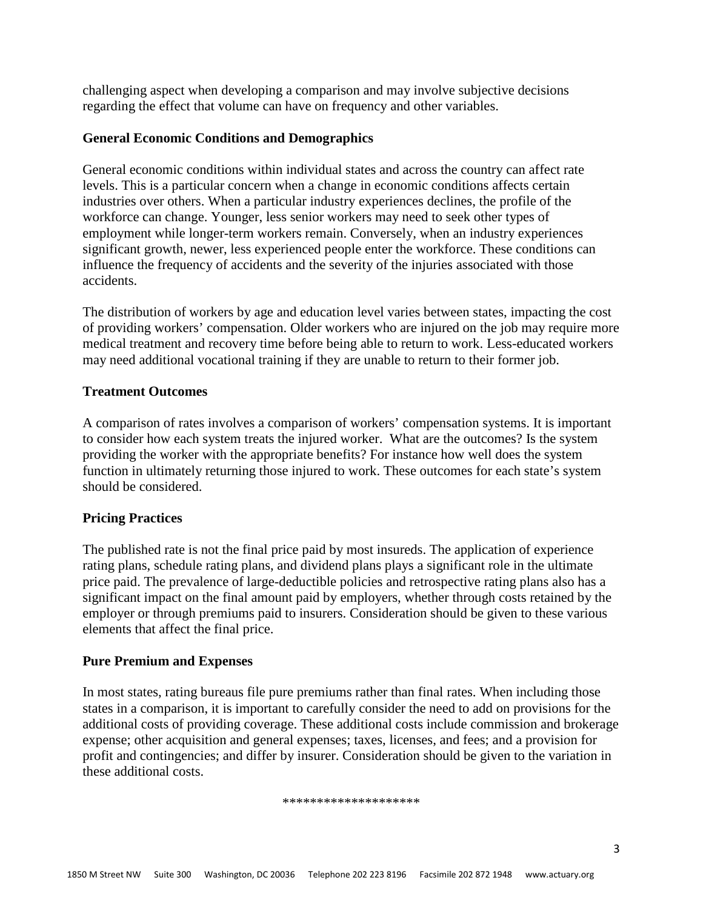challenging aspect when developing a comparison and may involve subjective decisions regarding the effect that volume can have on frequency and other variables.

**General Economic Conditions and Demographics**

General economic conditions within individual states and across the country can affect rate levels. This is a particular concern when a change in economic conditions affects certain industries over others. When a particular industry experiences declines, the profile of the workforce can change. Younger, less senior workers may need to seek other types of employment while longer-term workers remain. Conversely, when an industry experiences significant growth, newer, less experienced people enter the workforce. These conditions can influence the frequency of accidents and the severity of the injuries associated with those accidents.

The distribution of workers by age and education level varies between states, impacting the cost of providing workers' compensation. Older workers who are injured on the job may require more medical treatment and recovery time before being able to return to work. Less-educated workers may need additional vocational training if they are unable to return to their former job.

**Treatment Outcomes**

A comparison of rates involves a comparison of workers' compensation systems. It is important to consider how each system treats the injured worker. What are the outcomes? Is the system providing the worker with the appropriate benefits? For instance how well does the system function in ultimately returning those injured to work. These outcomes for each state's system should be considered.

**Pricing Practices**

The published rate is not the final price paid by most insureds. The application of experience rating plans, schedule rating plans, and dividend plans plays a significant role in the ultimate price paid. The prevalence of large-deductible policies and retrospective rating plans also has a significant impact on the final amount paid by employers, whether through costs retained by the employer or through premiums paid to insurers. Consideration should be given to these various elements that affect the final price.

**Pure Premium and Expenses**

In most states, rating bureaus file pure premiums rather than final rates. When including those states in a comparison, it is important to carefully consider the need to add on provisions for the additional costs of providing coverage. These additional costs include commission and brokerage expense; other acquisition and general expenses; taxes, licenses, and fees; and a provision for profit and contingencies; and differ by insurer. Consideration should be given to the variation in these additional costs.

*******************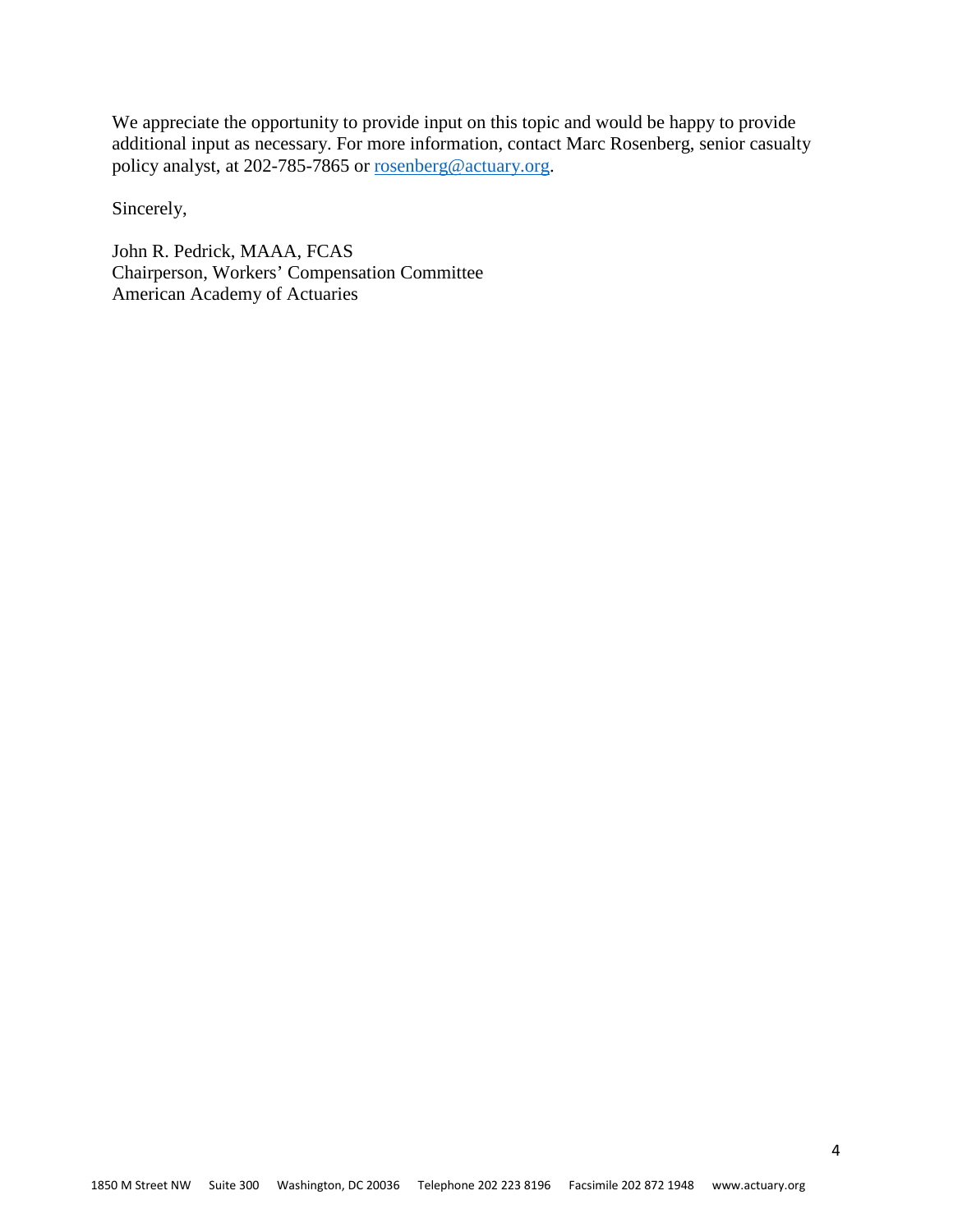We appreciate the opportunity to provide input on this topic and would be happy to provide additional input as necessary. For more information, contact Marc Rosenberg, senior casualty policy analyst, at 202-785-7865 or [rosenberg@actuary.org](mailto:rosenberg@actuary.org).

Sincerely,

John R. Pedrick, MAAA, FCAS
Chairperson, Workers' Compensation Committee
American Academy of Actuaries